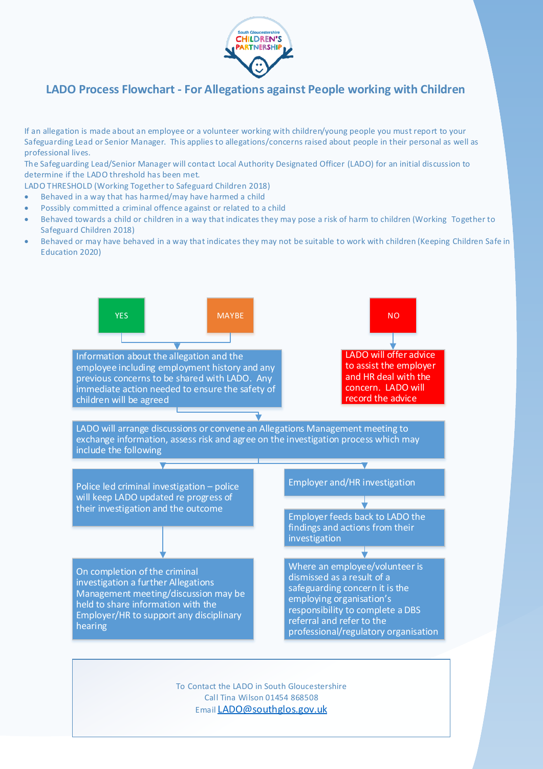South Gloucestershire CHILDREN'S PARTNERSHIP

# LADO Process Flowchart - For Allegations against People working with Children

If an allegation is made about an employee or a volunteer working with children/young people you must report to your Safeguarding Lead or Senior Manager. This applies to allegations/concerns raised about people in their personal as well as professional lives.

The Safeguarding Lead/Senior Manager will contact Local Authority Designated Officer (LADO) for an initial discussion to determine if the LADO threshold has been met.

LADO THRESHOLD (Working Together to Safeguard Children 2018)

- Behaved in a way that has harmed/may have harmed a child
- Possibly committed a criminal offence against or related to a child
- Behaved towards a child or children in a way that indicates they may pose a risk of harm to children (Working Together to Safeguard Children 2018)
- Behaved or may have behaved in a way that indicates they may not be suitable to work with children (Keeping Children Safe in Education 2020)

**YES** / **MAYBE** → Information about the allegation and the employee including employment history and any previous concerns to be shared with LADO. Any immediate action needed to ensure the safety of children will be agreed

**NO** → LADO will offer advice to assist the employer and HR deal with the concern. LADO will record the advice

→ LADO will arrange discussions or convene an Allegations Management meeting to exchange information, assess risk and agree on the investigation process which may include the following

**Police route:**

- Police led criminal investigation – police will keep LADO updated re progress of their investigation and the outcome
- → On completion of the criminal investigation a further Allegations Management meeting/discussion may be held to share information with the Employer/HR to support any disciplinary hearing

**Employer route:**

- Employer and/HR investigation
- → Employer feeds back to LADO the findings and actions from their investigation
- → Where an employee/volunteer is dismissed as a result of a safeguarding concern it is the employing organisation's responsibility to complete a DBS referral and refer to the professional/regulatory organisation

To Contact the LADO in South Gloucestershire
Call Tina Wilson 01454 868508
Email LADO@southglos.gov.uk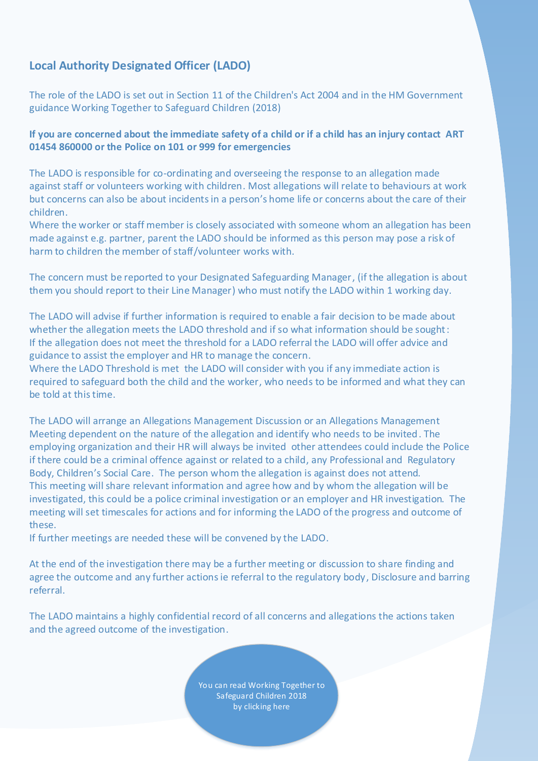## Local Authority Designated Officer (LADO)

The role of the LADO is set out in Section 11 of the Children's Act 2004 and in the HM Government guidance Working Together to Safeguard Children (2018)

**If you are concerned about the immediate safety of a child or if a child has an injury contact ART 01454 860000 or the Police on 101 or 999 for emergencies**

The LADO is responsible for co-ordinating and overseeing the response to an allegation made against staff or volunteers working with children. Most allegations will relate to behaviours at work but concerns can also be about incidents in a person's home life or concerns about the care of their children.
Where the worker or staff member is closely associated with someone whom an allegation has been made against e.g. partner, parent the LADO should be informed as this person may pose a risk of harm to children the member of staff/volunteer works with.

The concern must be reported to your Designated Safeguarding Manager, (if the allegation is about them you should report to their Line Manager) who must notify the LADO within 1 working day.

The LADO will advise if further information is required to enable a fair decision to be made about whether the allegation meets the LADO threshold and if so what information should be sought:
If the allegation does not meet the threshold for a LADO referral the LADO will offer advice and guidance to assist the employer and HR to manage the concern.
Where the LADO Threshold is met the LADO will consider with you if any immediate action is required to safeguard both the child and the worker, who needs to be informed and what they can be told at this time.

The LADO will arrange an Allegations Management Discussion or an Allegations Management Meeting dependent on the nature of the allegation and identify who needs to be invited. The employing organization and their HR will always be invited other attendees could include the Police if there could be a criminal offence against or related to a child, any Professional and Regulatory Body, Children's Social Care. The person whom the allegation is against does not attend.
This meeting will share relevant information and agree how and by whom the allegation will be investigated, this could be a police criminal investigation or an employer and HR investigation. The meeting will set timescales for actions and for informing the LADO of the progress and outcome of these.
If further meetings are needed these will be convened by the LADO.

At the end of the investigation there may be a further meeting or discussion to share finding and agree the outcome and any further actions ie referral to the regulatory body, Disclosure and barring referral.

The LADO maintains a highly confidential record of all concerns and allegations the actions taken and the agreed outcome of the investigation.

You can read Working Together to Safeguard Children 2018 by clicking here